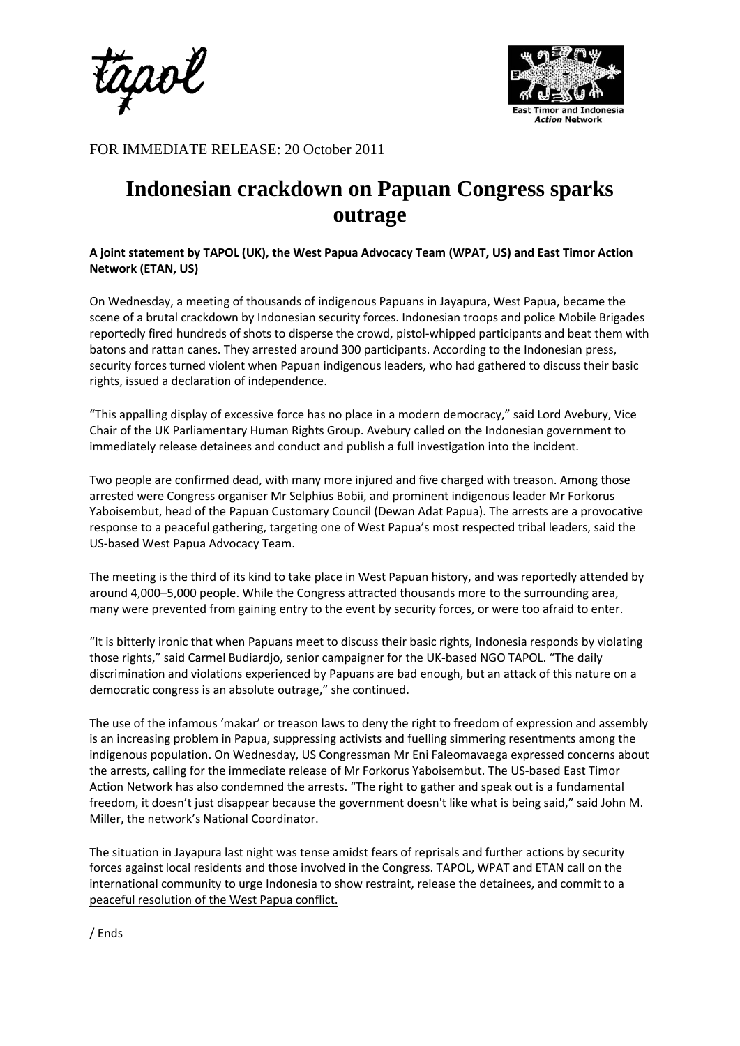tapol

East Timor and Indonesia *Action* Network

FOR IMMEDIATE RELEASE: 20 October 2011

# Indonesian crackdown on Papuan Congress sparks outrage

**A joint statement by TAPOL (UK), the West Papua Advocacy Team (WPAT, US) and East Timor Action Network (ETAN, US)**

On Wednesday, a meeting of thousands of indigenous Papuans in Jayapura, West Papua, became the scene of a brutal crackdown by Indonesian security forces. Indonesian troops and police Mobile Brigades reportedly fired hundreds of shots to disperse the crowd, pistol-whipped participants and beat them with batons and rattan canes. They arrested around 300 participants. According to the Indonesian press, security forces turned violent when Papuan indigenous leaders, who had gathered to discuss their basic rights, issued a declaration of independence.

"This appalling display of excessive force has no place in a modern democracy," said Lord Avebury, Vice Chair of the UK Parliamentary Human Rights Group. Avebury called on the Indonesian government to immediately release detainees and conduct and publish a full investigation into the incident.

Two people are confirmed dead, with many more injured and five charged with treason. Among those arrested were Congress organiser Mr Selphius Bobii, and prominent indigenous leader Mr Forkorus Yaboisembut, head of the Papuan Customary Council (Dewan Adat Papua). The arrests are a provocative response to a peaceful gathering, targeting one of West Papua's most respected tribal leaders, said the US-based West Papua Advocacy Team.

The meeting is the third of its kind to take place in West Papuan history, and was reportedly attended by around 4,000–5,000 people. While the Congress attracted thousands more to the surrounding area, many were prevented from gaining entry to the event by security forces, or were too afraid to enter.

"It is bitterly ironic that when Papuans meet to discuss their basic rights, Indonesia responds by violating those rights," said Carmel Budiardjo, senior campaigner for the UK-based NGO TAPOL. "The daily discrimination and violations experienced by Papuans are bad enough, but an attack of this nature on a democratic congress is an absolute outrage," she continued.

The use of the infamous 'makar' or treason laws to deny the right to freedom of expression and assembly is an increasing problem in Papua, suppressing activists and fuelling simmering resentments among the indigenous population. On Wednesday, US Congressman Mr Eni Faleomavaega expressed concerns about the arrests, calling for the immediate release of Mr Forkorus Yaboisembut. The US-based East Timor Action Network has also condemned the arrests. "The right to gather and speak out is a fundamental freedom, it doesn't just disappear because the government doesn't like what is being said," said John M. Miller, the network's National Coordinator.

The situation in Jayapura last night was tense amidst fears of reprisals and further actions by security forces against local residents and those involved in the Congress. <u>TAPOL, WPAT and ETAN call on the international community to urge Indonesia to show restraint, release the detainees, and commit to a peaceful resolution of the West Papua conflict.</u>

/ Ends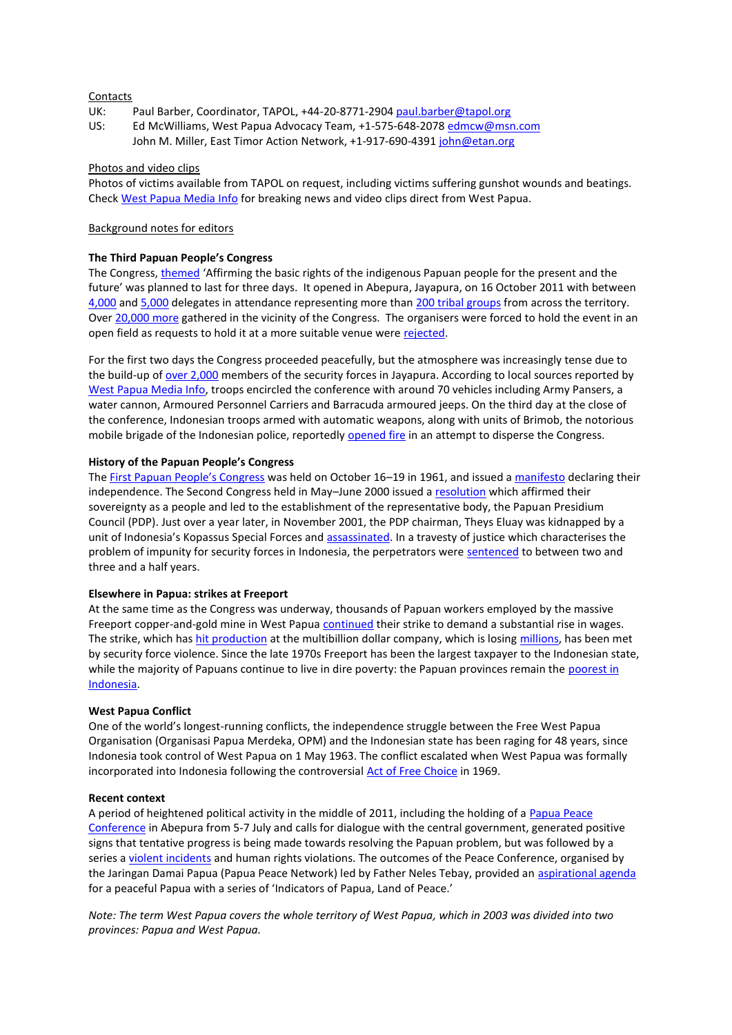Contacts

UK: Paul Barber, Coordinator, TAPOL, +44-20-8771-2904 paul.barber@tapol.org

US: Ed McWilliams, West Papua Advocacy Team, +1-575-648-2078 edmcw@msn.com
John M. Miller, East Timor Action Network, +1-917-690-4391 john@etan.org

Photos and video clips

Photos of victims available from TAPOL on request, including victims suffering gunshot wounds and beatings. Check West Papua Media Info for breaking news and video clips direct from West Papua.

Background notes for editors

**The Third Papuan People's Congress**

The Congress, themed 'Affirming the basic rights of the indigenous Papuan people for the present and the future' was planned to last for three days. It opened in Abepura, Jayapura, on 16 October 2011 with between 4,000 and 5,000 delegates in attendance representing more than 200 tribal groups from across the territory. Over 20,000 more gathered in the vicinity of the Congress. The organisers were forced to hold the event in an open field as requests to hold it at a more suitable venue were rejected.

For the first two days the Congress proceeded peacefully, but the atmosphere was increasingly tense due to the build-up of over 2,000 members of the security forces in Jayapura. According to local sources reported by West Papua Media Info, troops encircled the conference with around 70 vehicles including Army Pansers, a water cannon, Armoured Personnel Carriers and Barracuda armoured jeeps. On the third day at the close of the conference, Indonesian troops armed with automatic weapons, along with units of Brimob, the notorious mobile brigade of the Indonesian police, reportedly opened fire in an attempt to disperse the Congress.

**History of the Papuan People's Congress**

The First Papuan People's Congress was held on October 16–19 in 1961, and issued a manifesto declaring their independence. The Second Congress held in May–June 2000 issued a resolution which affirmed their sovereignty as a people and led to the establishment of the representative body, the Papuan Presidium Council (PDP). Just over a year later, in November 2001, the PDP chairman, Theys Eluay was kidnapped by a unit of Indonesia's Kopassus Special Forces and assassinated. In a travesty of justice which characterises the problem of impunity for security forces in Indonesia, the perpetrators were sentenced to between two and three and a half years.

**Elsewhere in Papua: strikes at Freeport**

At the same time as the Congress was underway, thousands of Papuan workers employed by the massive Freeport copper-and-gold mine in West Papua continued their strike to demand a substantial rise in wages. The strike, which has hit production at the multibillion dollar company, which is losing millions, has been met by security force violence. Since the late 1970s Freeport has been the largest taxpayer to the Indonesian state, while the majority of Papuans continue to live in dire poverty: the Papuan provinces remain the poorest in Indonesia.

**West Papua Conflict**

One of the world's longest-running conflicts, the independence struggle between the Free West Papua Organisation (Organisasi Papua Merdeka, OPM) and the Indonesian state has been raging for 48 years, since Indonesia took control of West Papua on 1 May 1963. The conflict escalated when West Papua was formally incorporated into Indonesia following the controversial Act of Free Choice in 1969.

**Recent context**

A period of heightened political activity in the middle of 2011, including the holding of a Papua Peace Conference in Abepura from 5-7 July and calls for dialogue with the central government, generated positive signs that tentative progress is being made towards resolving the Papuan problem, but was followed by a series a violent incidents and human rights violations. The outcomes of the Peace Conference, organised by the Jaringan Damai Papua (Papua Peace Network) led by Father Neles Tebay, provided an aspirational agenda for a peaceful Papua with a series of 'Indicators of Papua, Land of Peace.'

*Note: The term West Papua covers the whole territory of West Papua, which in 2003 was divided into two provinces: Papua and West Papua.*